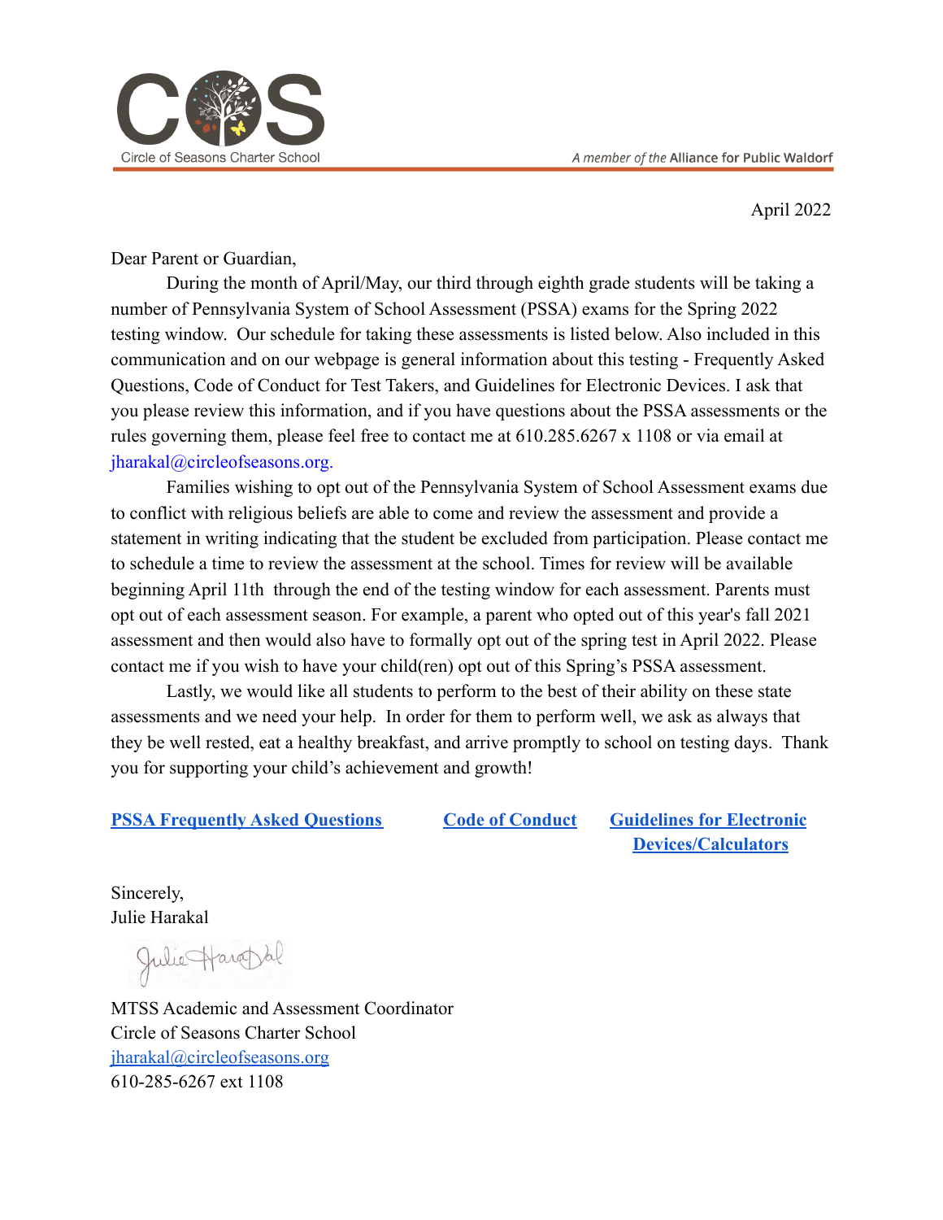Circle of Seasons Charter School

*A member of the* **Alliance for Public Waldorf**

April 2022

Dear Parent or Guardian,

During the month of April/May, our third through eighth grade students will be taking a number of Pennsylvania System of School Assessment (PSSA) exams for the Spring 2022 testing window. Our schedule for taking these assessments is listed below. Also included in this communication and on our webpage is general information about this testing - Frequently Asked Questions, Code of Conduct for Test Takers, and Guidelines for Electronic Devices. I ask that you please review this information, and if you have questions about the PSSA assessments or the rules governing them, please feel free to contact me at 610.285.6267 x 1108 or via email at jharakal@circleofseasons.org.

Families wishing to opt out of the Pennsylvania System of School Assessment exams due to conflict with religious beliefs are able to come and review the assessment and provide a statement in writing indicating that the student be excluded from participation. Please contact me to schedule a time to review the assessment at the school. Times for review will be available beginning April 11th through the end of the testing window for each assessment. Parents must opt out of each assessment season. For example, a parent who opted out of this year's fall 2021 assessment and then would also have to formally opt out of the spring test in April 2022. Please contact me if you wish to have your child(ren) opt out of this Spring's PSSA assessment.

Lastly, we would like all students to perform to the best of their ability on these state assessments and we need your help. In order for them to perform well, we ask as always that they be well rested, eat a healthy breakfast, and arrive promptly to school on testing days. Thank you for supporting your child's achievement and growth!

**PSSA Frequently Asked Questions** **Code of Conduct** **Guidelines for Electronic Devices/Calculators**

Sincerely,
Julie Harakal

MTSS Academic and Assessment Coordinator
Circle of Seasons Charter School
jharakal@circleofseasons.org
610-285-6267 ext 1108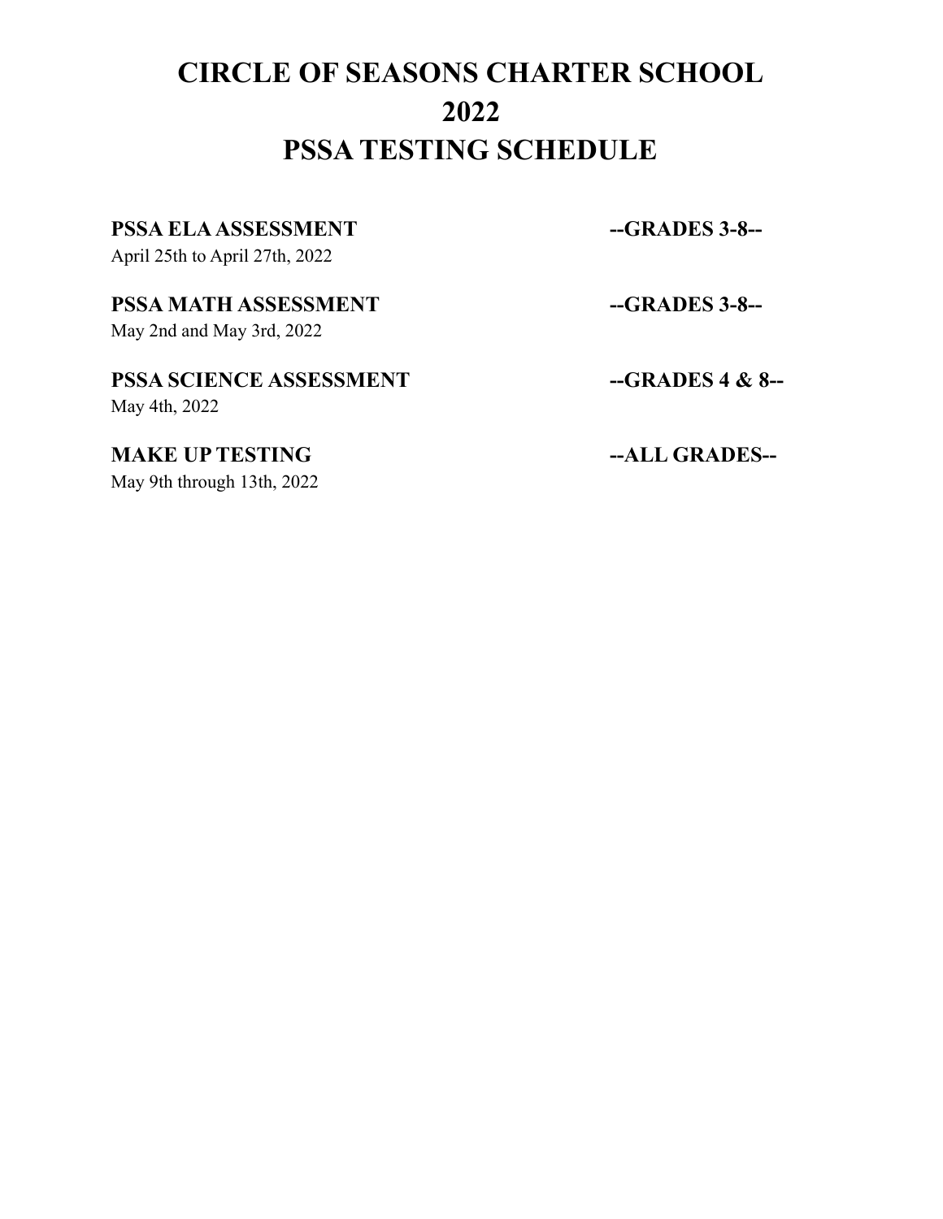# CIRCLE OF SEASONS CHARTER SCHOOL
# 2022
# PSSA TESTING SCHEDULE

**PSSA ELA ASSESSMENT** **--GRADES 3-8--**
April 25th to April 27th, 2022

**PSSA MATH ASSESSMENT** **--GRADES 3-8--**
May 2nd and May 3rd, 2022

**PSSA SCIENCE ASSESSMENT** **--GRADES 4 & 8--**
May 4th, 2022

**MAKE UP TESTING** **--ALL GRADES--**
May 9th through 13th, 2022